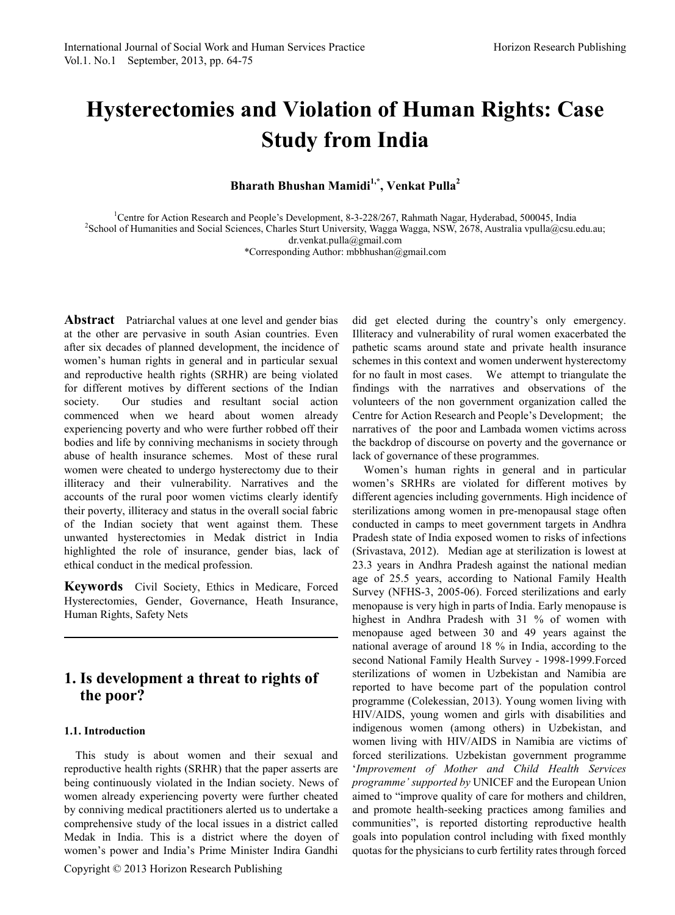# Hysterectomies and Violation of Human Rights: Case Study from India

**Bharath Bhushan Mamidi[1,*], Venkat Pulla[2]**

[1]Centre for Action Research and People's Development, 8-3-228/267, Rahmath Nagar, Hyderabad, 500045, India
[2]School of Humanities and Social Sciences, Charles Sturt University, Wagga Wagga, NSW, 2678, Australia vpulla@csu.edu.au; dr.venkat.pulla@gmail.com
*Corresponding Author: mbbhushan@gmail.com

**Abstract** Patriarchal values at one level and gender bias at the other are pervasive in south Asian countries. Even after six decades of planned development, the incidence of women's human rights in general and in particular sexual and reproductive health rights (SRHR) are being violated for different motives by different sections of the Indian society. Our studies and resultant social action commenced when we heard about women already experiencing poverty and who were further robbed off their bodies and life by conniving mechanisms in society through abuse of health insurance schemes. Most of these rural women were cheated to undergo hysterectomy due to their illiteracy and their vulnerability. Narratives and the accounts of the rural poor women victims clearly identify their poverty, illiteracy and status in the overall social fabric of the Indian society that went against them. These unwanted hysterectomies in Medak district in India highlighted the role of insurance, gender bias, lack of ethical conduct in the medical profession.

**Keywords** Civil Society, Ethics in Medicare, Forced Hysterectomies, Gender, Governance, Heath Insurance, Human Rights, Safety Nets

## 1. Is development a threat to rights of the poor?

### 1.1. Introduction

This study is about women and their sexual and reproductive health rights (SRHR) that the paper asserts are being continuously violated in the Indian society. News of women already experiencing poverty were further cheated by conniving medical practitioners alerted us to undertake a comprehensive study of the local issues in a district called Medak in India. This is a district where the doyen of women's power and India's Prime Minister Indira Gandhi did get elected during the country's only emergency. Illiteracy and vulnerability of rural women exacerbated the pathetic scams around state and private health insurance schemes in this context and women underwent hysterectomy for no fault in most cases. We attempt to triangulate the findings with the narratives and observations of the volunteers of the non government organization called the Centre for Action Research and People's Development; the narratives of the poor and Lambada women victims across the backdrop of discourse on poverty and the governance or lack of governance of these programmes.

Women's human rights in general and in particular women's SRHRs are violated for different motives by different agencies including governments. High incidence of sterilizations among women in pre-menopausal stage often conducted in camps to meet government targets in Andhra Pradesh state of India exposed women to risks of infections (Srivastava, 2012). Median age at sterilization is lowest at 23.3 years in Andhra Pradesh against the national median age of 25.5 years, according to National Family Health Survey (NFHS-3, 2005-06). Forced sterilizations and early menopause is very high in parts of India. Early menopause is highest in Andhra Pradesh with 31 % of women with menopause aged between 30 and 49 years against the national average of around 18 % in India, according to the second National Family Health Survey - 1998-1999.Forced sterilizations of women in Uzbekistan and Namibia are reported to have become part of the population control programme (Colekessian, 2013). Young women living with HIV/AIDS, young women and girls with disabilities and indigenous women (among others) in Uzbekistan, and women living with HIV/AIDS in Namibia are victims of forced sterilizations. Uzbekistan government programme '*Improvement of Mother and Child Health Services programme' supported by* UNICEF and the European Union aimed to "improve quality of care for mothers and children, and promote health-seeking practices among families and communities", is reported distorting reproductive health goals into population control including with fixed monthly quotas for the physicians to curb fertility rates through forced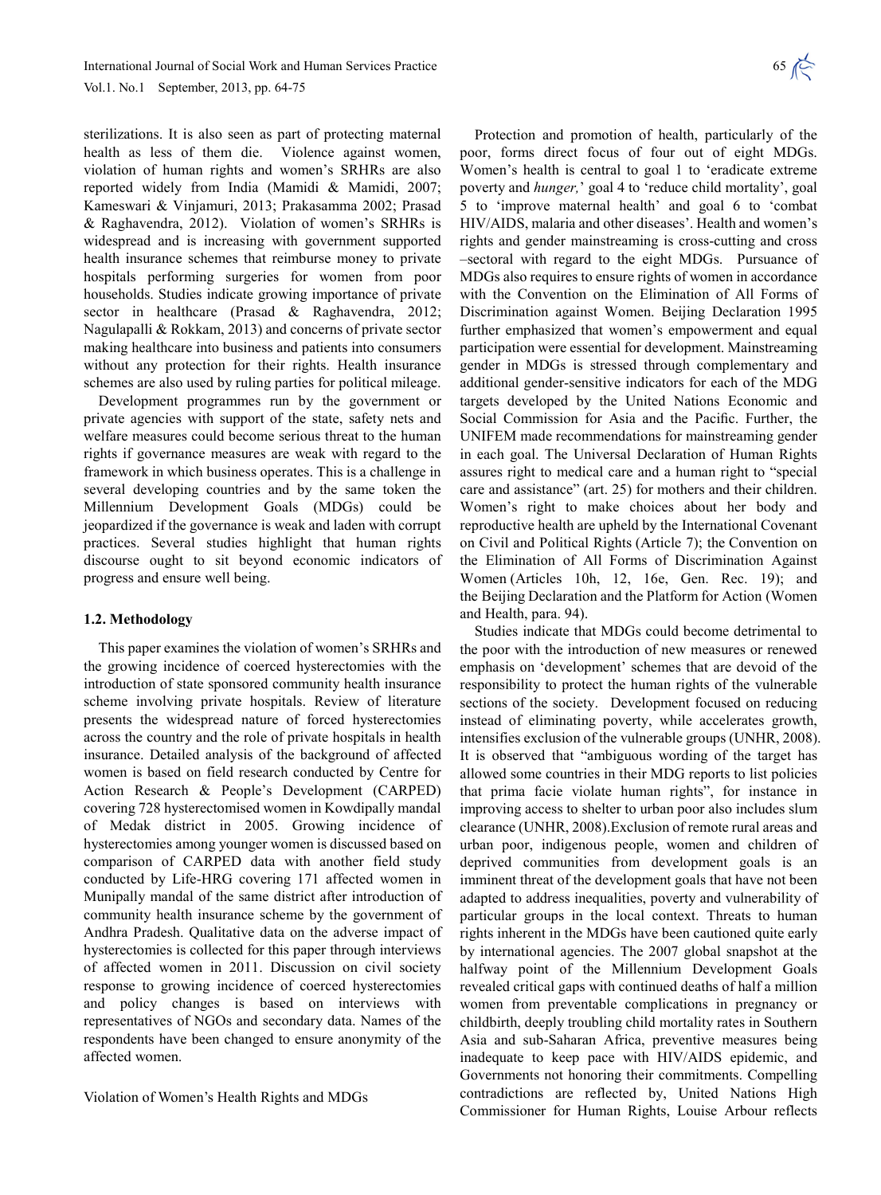sterilizations. It is also seen as part of protecting maternal health as less of them die. Violence against women, violation of human rights and women's SRHRs are also reported widely from India (Mamidi & Mamidi, 2007; Kameswari & Vinjamuri, 2013; Prakasamma 2002; Prasad & Raghavendra, 2012). Violation of women's SRHRs is widespread and is increasing with government supported health insurance schemes that reimburse money to private hospitals performing surgeries for women from poor households. Studies indicate growing importance of private sector in healthcare (Prasad & Raghavendra, 2012; Nagulapalli & Rokkam, 2013) and concerns of private sector making healthcare into business and patients into consumers without any protection for their rights. Health insurance schemes are also used by ruling parties for political mileage.

Development programmes run by the government or private agencies with support of the state, safety nets and welfare measures could become serious threat to the human rights if governance measures are weak with regard to the framework in which business operates. This is a challenge in several developing countries and by the same token the Millennium Development Goals (MDGs) could be jeopardized if the governance is weak and laden with corrupt practices. Several studies highlight that human rights discourse ought to sit beyond economic indicators of progress and ensure well being.

### 1.2. Methodology

This paper examines the violation of women's SRHRs and the growing incidence of coerced hysterectomies with the introduction of state sponsored community health insurance scheme involving private hospitals. Review of literature presents the widespread nature of forced hysterectomies across the country and the role of private hospitals in health insurance. Detailed analysis of the background of affected women is based on field research conducted by Centre for Action Research & People's Development (CARPED) covering 728 hysterectomised women in Kowdipally mandal of Medak district in 2005. Growing incidence of hysterectomies among younger women is discussed based on comparison of CARPED data with another field study conducted by Life-HRG covering 171 affected women in Munipally mandal of the same district after introduction of community health insurance scheme by the government of Andhra Pradesh. Qualitative data on the adverse impact of hysterectomies is collected for this paper through interviews of affected women in 2011. Discussion on civil society response to growing incidence of coerced hysterectomies and policy changes is based on interviews with representatives of NGOs and secondary data. Names of the respondents have been changed to ensure anonymity of the affected women.

Violation of Women's Health Rights and MDGs

Protection and promotion of health, particularly of the poor, forms direct focus of four out of eight MDGs. Women's health is central to goal 1 to 'eradicate extreme poverty and *hunger,*' goal 4 to 'reduce child mortality', goal 5 to 'improve maternal health' and goal 6 to 'combat HIV/AIDS, malaria and other diseases'. Health and women's rights and gender mainstreaming is cross-cutting and cross –sectoral with regard to the eight MDGs. Pursuance of MDGs also requires to ensure rights of women in accordance with the Convention on the Elimination of All Forms of Discrimination against Women. Beijing Declaration 1995 further emphasized that women's empowerment and equal participation were essential for development. Mainstreaming gender in MDGs is stressed through complementary and additional gender-sensitive indicators for each of the MDG targets developed by the United Nations Economic and Social Commission for Asia and the Pacific. Further, the UNIFEM made recommendations for mainstreaming gender in each goal. The Universal Declaration of Human Rights assures right to medical care and a human right to "special care and assistance" (art. 25) for mothers and their children. Women's right to make choices about her body and reproductive health are upheld by the International Covenant on Civil and Political Rights (Article 7); the Convention on the Elimination of All Forms of Discrimination Against Women (Articles 10h, 12, 16e, Gen. Rec. 19); and the Beijing Declaration and the Platform for Action (Women and Health, para. 94).

Studies indicate that MDGs could become detrimental to the poor with the introduction of new measures or renewed emphasis on 'development' schemes that are devoid of the responsibility to protect the human rights of the vulnerable sections of the society. Development focused on reducing instead of eliminating poverty, while accelerates growth, intensifies exclusion of the vulnerable groups (UNHR, 2008). It is observed that "ambiguous wording of the target has allowed some countries in their MDG reports to list policies that prima facie violate human rights", for instance in improving access to shelter to urban poor also includes slum clearance (UNHR, 2008).Exclusion of remote rural areas and urban poor, indigenous people, women and children of deprived communities from development goals is an imminent threat of the development goals that have not been adapted to address inequalities, poverty and vulnerability of particular groups in the local context. Threats to human rights inherent in the MDGs have been cautioned quite early by international agencies. The 2007 global snapshot at the halfway point of the Millennium Development Goals revealed critical gaps with continued deaths of half a million women from preventable complications in pregnancy or childbirth, deeply troubling child mortality rates in Southern Asia and sub-Saharan Africa, preventive measures being inadequate to keep pace with HIV/AIDS epidemic, and Governments not honoring their commitments. Compelling contradictions are reflected by, United Nations High Commissioner for Human Rights, Louise Arbour reflects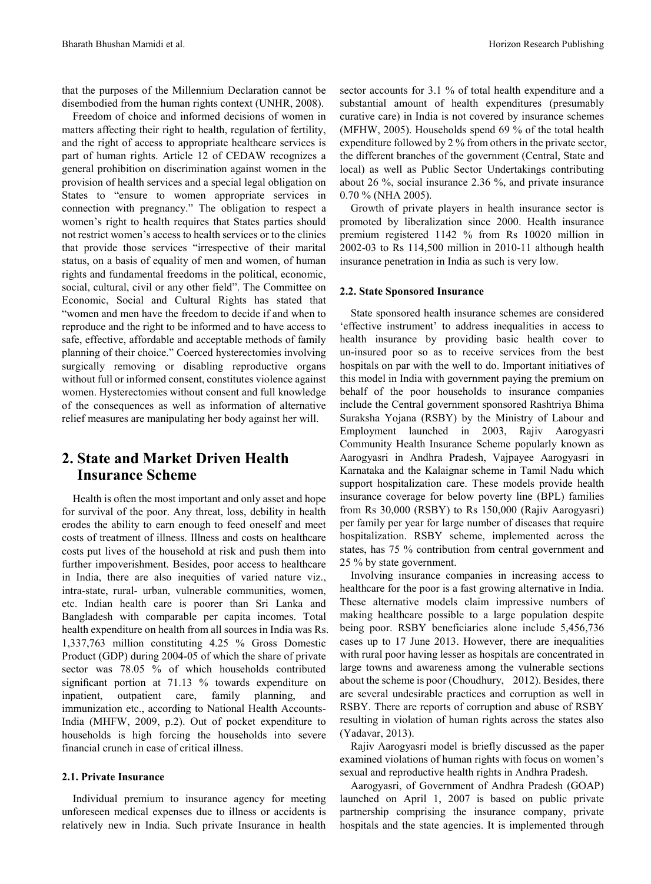that the purposes of the Millennium Declaration cannot be disembodied from the human rights context (UNHR, 2008).

Freedom of choice and informed decisions of women in matters affecting their right to health, regulation of fertility, and the right of access to appropriate healthcare services is part of human rights. Article 12 of CEDAW recognizes a general prohibition on discrimination against women in the provision of health services and a special legal obligation on States to "ensure to women appropriate services in connection with pregnancy." The obligation to respect a women's right to health requires that States parties should not restrict women's access to health services or to the clinics that provide those services "irrespective of their marital status, on a basis of equality of men and women, of human rights and fundamental freedoms in the political, economic, social, cultural, civil or any other field". The Committee on Economic, Social and Cultural Rights has stated that "women and men have the freedom to decide if and when to reproduce and the right to be informed and to have access to safe, effective, affordable and acceptable methods of family planning of their choice." Coerced hysterectomies involving surgically removing or disabling reproductive organs without full or informed consent, constitutes violence against women. Hysterectomies without consent and full knowledge of the consequences as well as information of alternative relief measures are manipulating her body against her will.

## 2. State and Market Driven Health Insurance Scheme

Health is often the most important and only asset and hope for survival of the poor. Any threat, loss, debility in health erodes the ability to earn enough to feed oneself and meet costs of treatment of illness. Illness and costs on healthcare costs put lives of the household at risk and push them into further impoverishment. Besides, poor access to healthcare in India, there are also inequities of varied nature viz., intra-state, rural- urban, vulnerable communities, women, etc. Indian health care is poorer than Sri Lanka and Bangladesh with comparable per capita incomes. Total health expenditure on health from all sources in India was Rs. 1,337,763 million constituting 4.25 % Gross Domestic Product (GDP) during 2004-05 of which the share of private sector was 78.05 % of which households contributed significant portion at 71.13 % towards expenditure on inpatient, outpatient care, family planning, and immunization etc., according to National Health Accounts-India (MHFW, 2009, p.2). Out of pocket expenditure to households is high forcing the households into severe financial crunch in case of critical illness.

### 2.1. Private Insurance

Individual premium to insurance agency for meeting unforeseen medical expenses due to illness or accidents is relatively new in India. Such private Insurance in health sector accounts for 3.1 % of total health expenditure and a substantial amount of health expenditures (presumably curative care) in India is not covered by insurance schemes (MFHW, 2005). Households spend 69 % of the total health expenditure followed by 2 % from others in the private sector, the different branches of the government (Central, State and local) as well as Public Sector Undertakings contributing about 26 %, social insurance 2.36 %, and private insurance 0.70 % (NHA 2005).

Growth of private players in health insurance sector is promoted by liberalization since 2000. Health insurance premium registered 1142 % from Rs 10020 million in 2002-03 to Rs 114,500 million in 2010-11 although health insurance penetration in India as such is very low.

### 2.2. State Sponsored Insurance

State sponsored health insurance schemes are considered 'effective instrument' to address inequalities in access to health insurance by providing basic health cover to un-insured poor so as to receive services from the best hospitals on par with the well to do. Important initiatives of this model in India with government paying the premium on behalf of the poor households to insurance companies include the Central government sponsored Rashtriya Bhima Suraksha Yojana (RSBY) by the Ministry of Labour and Employment launched in 2003, Rajiv Aarogyasri Community Health Insurance Scheme popularly known as Aarogyasri in Andhra Pradesh, Vajpayee Aarogyasri in Karnataka and the Kalaignar scheme in Tamil Nadu which support hospitalization care. These models provide health insurance coverage for below poverty line (BPL) families from Rs 30,000 (RSBY) to Rs 150,000 (Rajiv Aarogyasri) per family per year for large number of diseases that require hospitalization. RSBY scheme, implemented across the states, has 75 % contribution from central government and 25 % by state government.

Involving insurance companies in increasing access to healthcare for the poor is a fast growing alternative in India. These alternative models claim impressive numbers of making healthcare possible to a large population despite being poor. RSBY beneficiaries alone include 5,456,736 cases up to 17 June 2013. However, there are inequalities with rural poor having lesser as hospitals are concentrated in large towns and awareness among the vulnerable sections about the scheme is poor (Choudhury, 2012). Besides, there are several undesirable practices and corruption as well in RSBY. There are reports of corruption and abuse of RSBY resulting in violation of human rights across the states also (Yadavar, 2013).

Rajiv Aarogyasri model is briefly discussed as the paper examined violations of human rights with focus on women's sexual and reproductive health rights in Andhra Pradesh.

Aarogyasri, of Government of Andhra Pradesh (GOAP) launched on April 1, 2007 is based on public private partnership comprising the insurance company, private hospitals and the state agencies. It is implemented through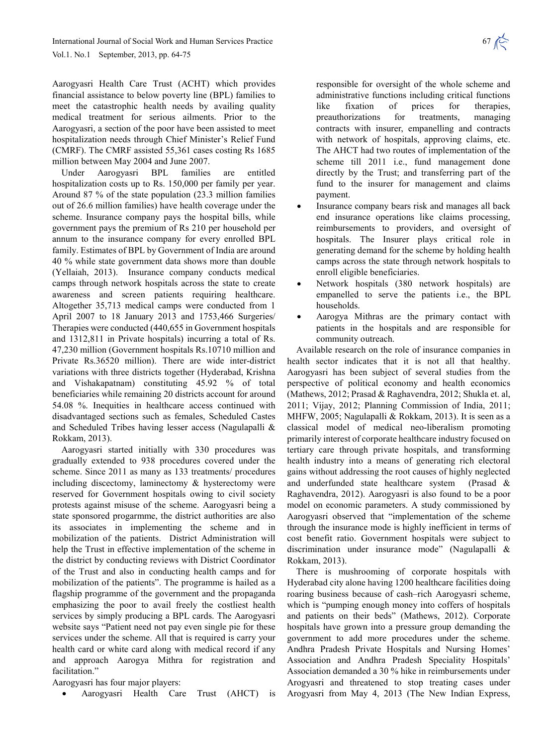Aarogyasri Health Care Trust (ACHT) which provides financial assistance to below poverty line (BPL) families to meet the catastrophic health needs by availing quality medical treatment for serious ailments. Prior to the Aarogyasri, a section of the poor have been assisted to meet hospitalization needs through Chief Minister's Relief Fund (CMRF). The CMRF assisted 55,361 cases costing Rs 1685 million between May 2004 and June 2007.

Under Aarogyasri BPL families are entitled hospitalization costs up to Rs. 150,000 per family per year. Around 87 % of the state population (23.3 million families out of 26.6 million families) have health coverage under the scheme. Insurance company pays the hospital bills, while government pays the premium of Rs 210 per household per annum to the insurance company for every enrolled BPL family. Estimates of BPL by Government of India are around 40 % while state government data shows more than double (Yellaiah, 2013). Insurance company conducts medical camps through network hospitals across the state to create awareness and screen patients requiring healthcare. Altogether 35,713 medical camps were conducted from 1 April 2007 to 18 January 2013 and 1753,466 Surgeries/ Therapies were conducted (440,655 in Government hospitals and 1312,811 in Private hospitals) incurring a total of Rs. 47,230 million (Government hospitals Rs.10710 million and Private Rs.36520 million). There are wide inter-district variations with three districts together (Hyderabad, Krishna and Vishakapatnam) constituting 45.92 % of total beneficiaries while remaining 20 districts account for around 54.08 %. Inequities in healthcare access continued with disadvantaged sections such as females, Scheduled Castes and Scheduled Tribes having lesser access (Nagulapalli & Rokkam, 2013).

Aarogyasri started initially with 330 procedures was gradually extended to 938 procedures covered under the scheme. Since 2011 as many as 133 treatments/ procedures including discectomy, laminectomy & hysterectomy were reserved for Government hospitals owing to civil society protests against misuse of the scheme. Aarogyasri being a state sponsored progarmme, the district authorities are also its associates in implementing the scheme and in mobilization of the patients. District Administration will help the Trust in effective implementation of the scheme in the district by conducting reviews with District Coordinator of the Trust and also in conducting health camps and for mobilization of the patients". The programme is hailed as a flagship programme of the government and the propaganda emphasizing the poor to avail freely the costliest health services by simply producing a BPL cards. The Aarogyasri website says "Patient need not pay even single pie for these services under the scheme. All that is required is carry your health card or white card along with medical record if any and approach Aarogya Mithra for registration and facilitation."

Aarogyasri has four major players:

- Aarogyasri Health Care Trust (AHCT) is responsible for oversight of the whole scheme and administrative functions including critical functions like fixation of prices for therapies, preauthorizations for treatments, managing contracts with insurer, empanelling and contracts with network of hospitals, approving claims, etc. The AHCT had two routes of implementation of the scheme till 2011 i.e., fund management done directly by the Trust; and transferring part of the fund to the insurer for management and claims payment.
- Insurance company bears risk and manages all back end insurance operations like claims processing, reimbursements to providers, and oversight of hospitals. The Insurer plays critical role in generating demand for the scheme by holding health camps across the state through network hospitals to enroll eligible beneficiaries.
- Network hospitals (380 network hospitals) are empanelled to serve the patients i.e., the BPL households.
- Aarogya Mithras are the primary contact with patients in the hospitals and are responsible for community outreach.

Available research on the role of insurance companies in health sector indicates that it is not all that healthy. Aarogyasri has been subject of several studies from the perspective of political economy and health economics (Mathews, 2012; Prasad & Raghavendra, 2012; Shukla et. al, 2011; Vijay, 2012; Planning Commission of India, 2011; MHFW, 2005; Nagulapalli & Rokkam, 2013). It is seen as a classical model of medical neo-liberalism promoting primarily interest of corporate healthcare industry focused on tertiary care through private hospitals, and transforming health industry into a means of generating rich electoral gains without addressing the root causes of highly neglected and underfunded state healthcare system (Prasad & Raghavendra, 2012). Aarogyasri is also found to be a poor model on economic parameters. A study commissioned by Aarogyasri observed that "implementation of the scheme through the insurance mode is highly inefficient in terms of cost benefit ratio. Government hospitals were subject to discrimination under insurance mode" (Nagulapalli & Rokkam, 2013).

There is mushrooming of corporate hospitals with Hyderabad city alone having 1200 healthcare facilities doing roaring business because of cash–rich Aarogyasri scheme, which is "pumping enough money into coffers of hospitals and patients on their beds" (Mathews, 2012). Corporate hospitals have grown into a pressure group demanding the government to add more procedures under the scheme. Andhra Pradesh Private Hospitals and Nursing Homes' Association and Andhra Pradesh Speciality Hospitals' Association demanded a 30 % hike in reimbursements under Arogyasri and threatened to stop treating cases under Arogyasri from May 4, 2013 (The New Indian Express,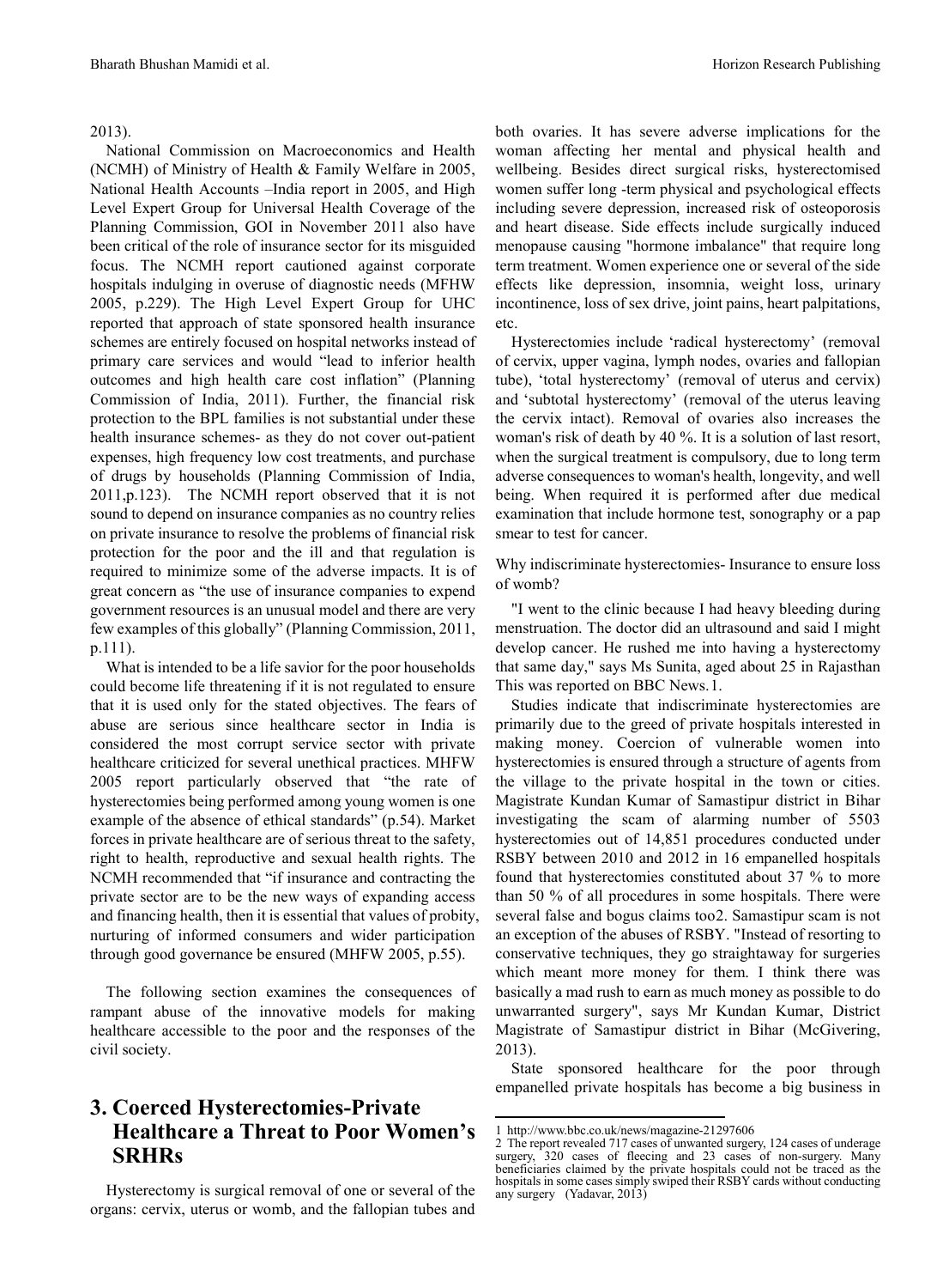2013).

National Commission on Macroeconomics and Health (NCMH) of Ministry of Health & Family Welfare in 2005, National Health Accounts –India report in 2005, and High Level Expert Group for Universal Health Coverage of the Planning Commission, GOI in November 2011 also have been critical of the role of insurance sector for its misguided focus. The NCMH report cautioned against corporate hospitals indulging in overuse of diagnostic needs (MFHW 2005, p.229). The High Level Expert Group for UHC reported that approach of state sponsored health insurance schemes are entirely focused on hospital networks instead of primary care services and would "lead to inferior health outcomes and high health care cost inflation" (Planning Commission of India, 2011). Further, the financial risk protection to the BPL families is not substantial under these health insurance schemes- as they do not cover out-patient expenses, high frequency low cost treatments, and purchase of drugs by households (Planning Commission of India, 2011,p.123). The NCMH report observed that it is not sound to depend on insurance companies as no country relies on private insurance to resolve the problems of financial risk protection for the poor and the ill and that regulation is required to minimize some of the adverse impacts. It is of great concern as "the use of insurance companies to expend government resources is an unusual model and there are very few examples of this globally" (Planning Commission, 2011, p.111).

What is intended to be a life savior for the poor households could become life threatening if it is not regulated to ensure that it is used only for the stated objectives. The fears of abuse are serious since healthcare sector in India is considered the most corrupt service sector with private healthcare criticized for several unethical practices. MHFW 2005 report particularly observed that "the rate of hysterectomies being performed among young women is one example of the absence of ethical standards" (p.54). Market forces in private healthcare are of serious threat to the safety, right to health, reproductive and sexual health rights. The NCMH recommended that "if insurance and contracting the private sector are to be the new ways of expanding access and financing health, then it is essential that values of probity, nurturing of informed consumers and wider participation through good governance be ensured (MHFW 2005, p.55).

The following section examines the consequences of rampant abuse of the innovative models for making healthcare accessible to the poor and the responses of the civil society.

## 3. Coerced Hysterectomies-Private Healthcare a Threat to Poor Women's SRHRs

Hysterectomy is surgical removal of one or several of the organs: cervix, uterus or womb, and the fallopian tubes and both ovaries. It has severe adverse implications for the woman affecting her mental and physical health and wellbeing. Besides direct surgical risks, hysterectomised women suffer long -term physical and psychological effects including severe depression, increased risk of osteoporosis and heart disease. Side effects include surgically induced menopause causing "hormone imbalance" that require long term treatment. Women experience one or several of the side effects like depression, insomnia, weight loss, urinary incontinence, loss of sex drive, joint pains, heart palpitations, etc.

Hysterectomies include 'radical hysterectomy' (removal of cervix, upper vagina, lymph nodes, ovaries and fallopian tube), 'total hysterectomy' (removal of uterus and cervix) and 'subtotal hysterectomy' (removal of the uterus leaving the cervix intact). Removal of ovaries also increases the woman's risk of death by 40 %. It is a solution of last resort, when the surgical treatment is compulsory, due to long term adverse consequences to woman's health, longevity, and well being. When required it is performed after due medical examination that include hormone test, sonography or a pap smear to test for cancer.

Why indiscriminate hysterectomies- Insurance to ensure loss of womb?

"I went to the clinic because I had heavy bleeding during menstruation. The doctor did an ultrasound and said I might develop cancer. He rushed me into having a hysterectomy that same day," says Ms Sunita, aged about 25 in Rajasthan This was reported on BBC News.[1]

Studies indicate that indiscriminate hysterectomies are primarily due to the greed of private hospitals interested in making money. Coercion of vulnerable women into hysterectomies is ensured through a structure of agents from the village to the private hospital in the town or cities. Magistrate Kundan Kumar of Samastipur district in Bihar investigating the scam of alarming number of 5503 hysterectomies out of 14,851 procedures conducted under RSBY between 2010 and 2012 in 16 empanelled hospitals found that hysterectomies constituted about 37 % to more than 50 % of all procedures in some hospitals. There were several false and bogus claims too[2]. Samastipur scam is not an exception of the abuses of RSBY. "Instead of resorting to conservative techniques, they go straightaway for surgeries which meant more money for them. I think there was basically a mad rush to earn as much money as possible to do unwarranted surgery", says Mr Kundan Kumar, District Magistrate of Samastipur district in Bihar (McGivering, 2013).

State sponsored healthcare for the poor through empanelled private hospitals has become a big business in

---

1 http://www.bbc.co.uk/news/magazine-21297606

2 The report revealed 717 cases of unwanted surgery, 124 cases of underage surgery, 320 cases of fleecing and 23 cases of non-surgery. Many beneficiaries claimed by the private hospitals could not be traced as the hospitals in some cases simply swiped their RSBY cards without conducting any surgery (Yadavar, 2013)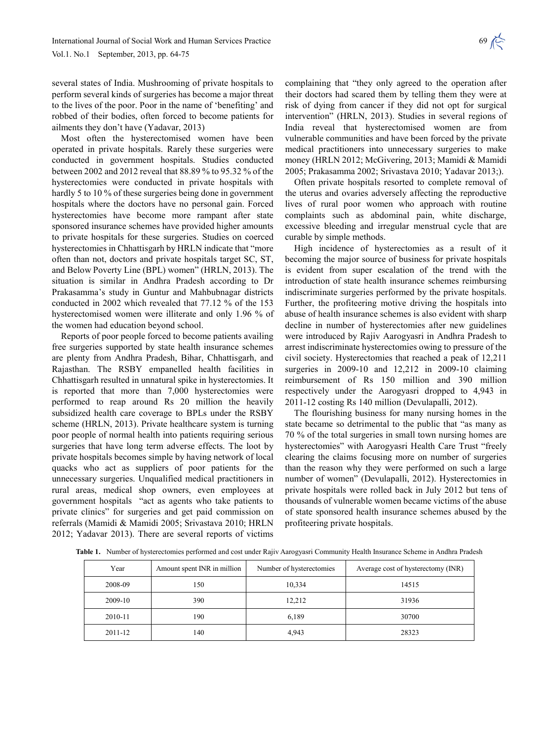several states of India. Mushrooming of private hospitals to perform several kinds of surgeries has become a major threat to the lives of the poor. Poor in the name of 'benefiting' and robbed of their bodies, often forced to become patients for ailments they don't have (Yadavar, 2013)

Most often the hysterectomised women have been operated in private hospitals. Rarely these surgeries were conducted in government hospitals. Studies conducted between 2002 and 2012 reveal that 88.89 % to 95.32 % of the hysterectomies were conducted in private hospitals with hardly 5 to 10 % of these surgeries being done in government hospitals where the doctors have no personal gain. Forced hysterectomies have become more rampant after state sponsored insurance schemes have provided higher amounts to private hospitals for these surgeries. Studies on coerced hysterectomies in Chhattisgarh by HRLN indicate that "more often than not, doctors and private hospitals target SC, ST, and Below Poverty Line (BPL) women" (HRLN, 2013). The situation is similar in Andhra Pradesh according to Dr Prakasamma's study in Guntur and Mahbubnagar districts conducted in 2002 which revealed that 77.12 % of the 153 hysterectomised women were illiterate and only 1.96 % of the women had education beyond school.

Reports of poor people forced to become patients availing free surgeries supported by state health insurance schemes are plenty from Andhra Pradesh, Bihar, Chhattisgarh, and Rajasthan. The RSBY empanelled health facilities in Chhattisgarh resulted in unnatural spike in hysterectomies. It is reported that more than 7,000 hysterectomies were performed to reap around Rs 20 million the heavily subsidized health care coverage to BPLs under the RSBY scheme (HRLN, 2013). Private healthcare system is turning poor people of normal health into patients requiring serious surgeries that have long term adverse effects. The loot by private hospitals becomes simple by having network of local quacks who act as suppliers of poor patients for the unnecessary surgeries. Unqualified medical practitioners in rural areas, medical shop owners, even employees at government hospitals "act as agents who take patients to private clinics" for surgeries and get paid commission on referrals (Mamidi & Mamidi 2005; Srivastava 2010; HRLN 2012; Yadavar 2013). There are several reports of victims complaining that "they only agreed to the operation after their doctors had scared them by telling them they were at risk of dying from cancer if they did not opt for surgical intervention" (HRLN, 2013). Studies in several regions of India reveal that hysterectomised women are from vulnerable communities and have been forced by the private medical practitioners into unnecessary surgeries to make money (HRLN 2012; McGivering, 2013; Mamidi & Mamidi 2005; Prakasamma 2002; Srivastava 2010; Yadavar 2013;).

Often private hospitals resorted to complete removal of the uterus and ovaries adversely affecting the reproductive lives of rural poor women who approach with routine complaints such as abdominal pain, white discharge, excessive bleeding and irregular menstrual cycle that are curable by simple methods.

High incidence of hysterectomies as a result of it becoming the major source of business for private hospitals is evident from super escalation of the trend with the introduction of state health insurance schemes reimbursing indiscriminate surgeries performed by the private hospitals. Further, the profiteering motive driving the hospitals into abuse of health insurance schemes is also evident with sharp decline in number of hysterectomies after new guidelines were introduced by Rajiv Aarogyasri in Andhra Pradesh to arrest indiscriminate hysterectomies owing to pressure of the civil society. Hysterectomies that reached a peak of 12,211 surgeries in 2009-10 and 12,212 in 2009-10 claiming reimbursement of Rs 150 million and 390 million respectively under the Aarogyasri dropped to 4,943 in 2011-12 costing Rs 140 million (Devulapalli, 2012).

The flourishing business for many nursing homes in the state became so detrimental to the public that "as many as 70 % of the total surgeries in small town nursing homes are hysterectomies" with Aarogyasri Health Care Trust "freely clearing the claims focusing more on number of surgeries than the reason why they were performed on such a large number of women" (Devulapalli, 2012). Hysterectomies in private hospitals were rolled back in July 2012 but tens of thousands of vulnerable women became victims of the abuse of state sponsored health insurance schemes abused by the profiteering private hospitals.

**Table 1.** Number of hysterectomies performed and cost under Rajiv Aarogyasri Community Health Insurance Scheme in Andhra Pradesh

| Year | Amount spent INR in million | Number of hysterectomies | Average cost of hysterectomy (INR) |
|---|---|---|---|
| 2008-09 | 150 | 10,334 | 14515 |
| 2009-10 | 390 | 12,212 | 31936 |
| 2010-11 | 190 | 6,189 | 30700 |
| 2011-12 | 140 | 4,943 | 28323 |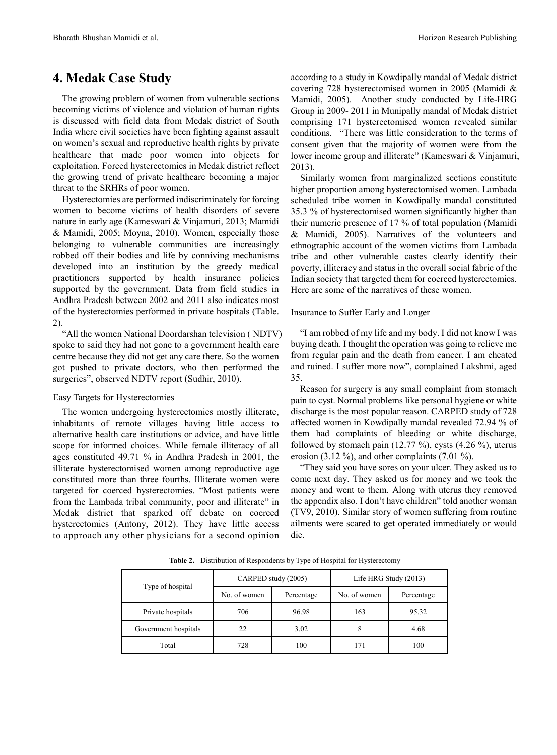## 4. Medak Case Study

The growing problem of women from vulnerable sections becoming victims of violence and violation of human rights is discussed with field data from Medak district of South India where civil societies have been fighting against assault on women's sexual and reproductive health rights by private healthcare that made poor women into objects for exploitation. Forced hysterectomies in Medak district reflect the growing trend of private healthcare becoming a major threat to the SRHRs of poor women.

Hysterectomies are performed indiscriminately for forcing women to become victims of health disorders of severe nature in early age (Kameswari & Vinjamuri, 2013; Mamidi & Mamidi, 2005; Moyna, 2010). Women, especially those belonging to vulnerable communities are increasingly robbed off their bodies and life by conniving mechanisms developed into an institution by the greedy medical practitioners supported by health insurance policies supported by the government. Data from field studies in Andhra Pradesh between 2002 and 2011 also indicates most of the hysterectomies performed in private hospitals (Table. 2).

"All the women National Doordarshan television ( NDTV) spoke to said they had not gone to a government health care centre because they did not get any care there. So the women got pushed to private doctors, who then performed the surgeries", observed NDTV report (Sudhir, 2010).

### Easy Targets for Hysterectomies

The women undergoing hysterectomies mostly illiterate, inhabitants of remote villages having little access to alternative health care institutions or advice, and have little scope for informed choices. While female illiteracy of all ages constituted 49.71 % in Andhra Pradesh in 2001, the illiterate hysterectomised women among reproductive age constituted more than three fourths. Illiterate women were targeted for coerced hysterectomies. "Most patients were from the Lambada tribal community, poor and illiterate" in Medak district that sparked off debate on coerced hysterectomies (Antony, 2012). They have little access to approach any other physicians for a second opinion according to a study in Kowdipally mandal of Medak district covering 728 hysterectomised women in 2005 (Mamidi & Mamidi, 2005). Another study conducted by Life-HRG Group in 2009- 2011 in Munipally mandal of Medak district comprising 171 hysterectomised women revealed similar conditions. "There was little consideration to the terms of consent given that the majority of women were from the lower income group and illiterate" (Kameswari & Vinjamuri, 2013).

Similarly women from marginalized sections constitute higher proportion among hysterectomised women. Lambada scheduled tribe women in Kowdipally mandal constituted 35.3 % of hysterectomised women significantly higher than their numeric presence of 17 % of total population (Mamidi & Mamidi, 2005). Narratives of the volunteers and ethnographic account of the women victims from Lambada tribe and other vulnerable castes clearly identify their poverty, illiteracy and status in the overall social fabric of the Indian society that targeted them for coerced hysterectomies. Here are some of the narratives of these women.

### Insurance to Suffer Early and Longer

"I am robbed of my life and my body. I did not know I was buying death. I thought the operation was going to relieve me from regular pain and the death from cancer. I am cheated and ruined. I suffer more now", complained Lakshmi, aged 35.

Reason for surgery is any small complaint from stomach pain to cyst. Normal problems like personal hygiene or white discharge is the most popular reason. CARPED study of 728 affected women in Kowdipally mandal revealed 72.94 % of them had complaints of bleeding or white discharge, followed by stomach pain (12.77 %), cysts (4.26 %), uterus erosion (3.12 %), and other complaints (7.01 %).

"They said you have sores on your ulcer. They asked us to come next day. They asked us for money and we took the money and went to them. Along with uterus they removed the appendix also. I don't have children" told another woman (TV9, 2010). Similar story of women suffering from routine ailments were scared to get operated immediately or would die.

**Table 2.** Distribution of Respondents by Type of Hospital for Hysterectomy

| Type of hospital | CARPED study (2005) | | Life HRG Study (2013) | |
|---|---|---|---|---|
| | No. of women | Percentage | No. of women | Percentage |
| Private hospitals | 706 | 96.98 | 163 | 95.32 |
| Government hospitals | 22 | 3.02 | 8 | 4.68 |
| Total | 728 | 100 | 171 | 100 |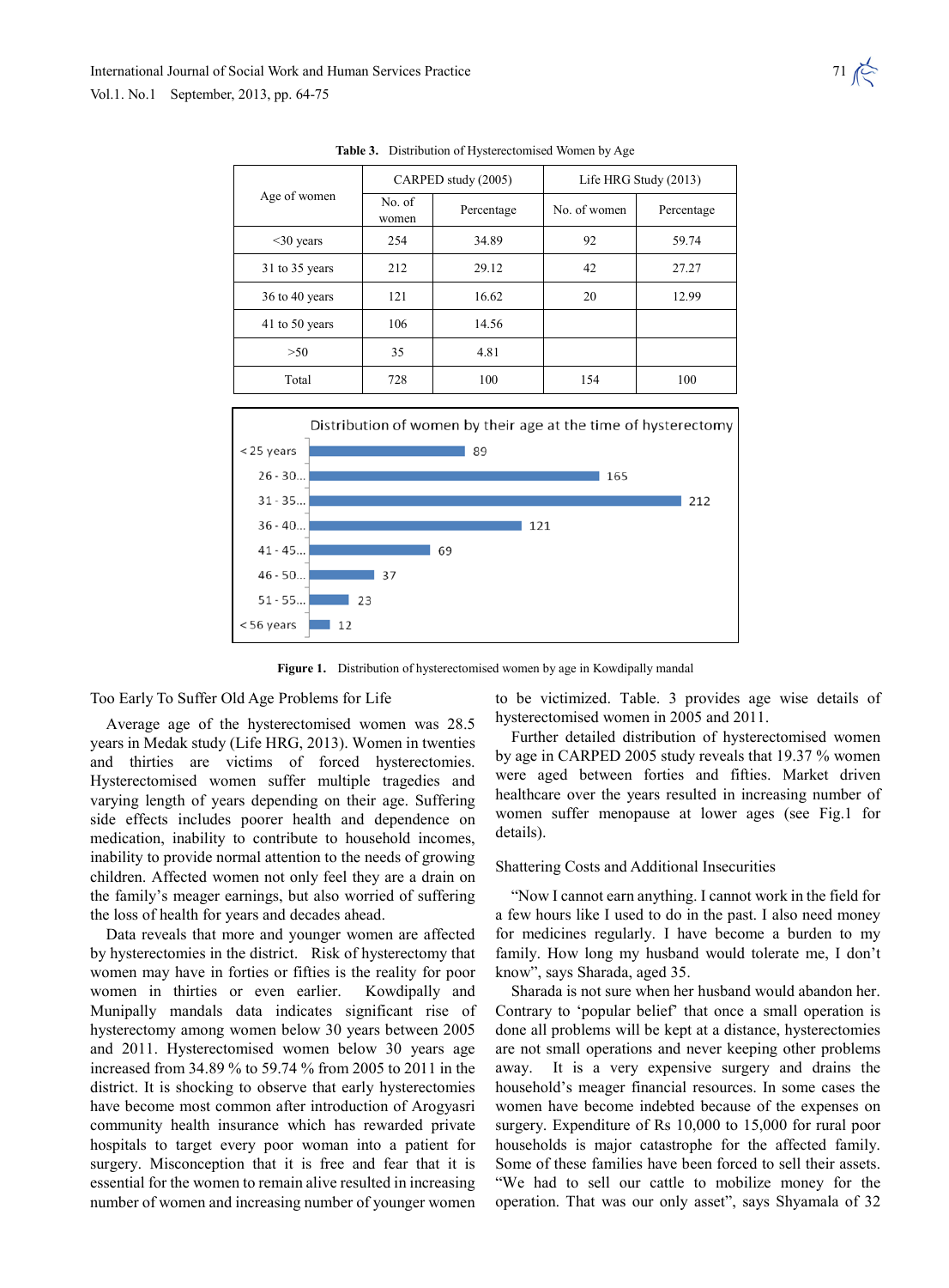**Table 3.** Distribution of Hysterectomised Women by Age

| Age of women | CARPED study (2005) | | Life HRG Study (2013) | |
|---|---|---|---|---|
| | No. of women | Percentage | No. of women | Percentage |
| <30 years | 254 | 34.89 | 92 | 59.74 |
| 31 to 35 years | 212 | 29.12 | 42 | 27.27 |
| 36 to 40 years | 121 | 16.62 | 20 | 12.99 |
| 41 to 50 years | 106 | 14.56 | | |
| >50 | 35 | 4.81 | | |
| Total | 728 | 100 | 154 | 100 |

Distribution of women by their age at the time of hysterectomy

| Age | No. of women |
|---|---|
| < 25 years | 89 |
| 26 - 30... | 165 |
| 31 - 35... | 212 |
| 36 - 40... | 121 |
| 41 - 45... | 69 |
| 46 - 50... | 37 |
| 51 - 55... | 23 |
| < 56 years | 12 |

**Figure 1.** Distribution of hysterectomised women by age in Kowdipally mandal

## Too Early To Suffer Old Age Problems for Life

Average age of the hysterectomised women was 28.5 years in Medak study (Life HRG, 2013). Women in twenties and thirties are victims of forced hysterectomies. Hysterectomised women suffer multiple tragedies and varying length of years depending on their age. Suffering side effects includes poorer health and dependence on medication, inability to contribute to household incomes, inability to provide normal attention to the needs of growing children. Affected women not only feel they are a drain on the family's meager earnings, but also worried of suffering the loss of health for years and decades ahead.

Data reveals that more and younger women are affected by hysterectomies in the district. Risk of hysterectomy that women may have in forties or fifties is the reality for poor women in thirties or even earlier. Kowdipally and Munipally mandals data indicates significant rise of hysterectomy among women below 30 years between 2005 and 2011. Hysterectomised women below 30 years age increased from 34.89 % to 59.74 % from 2005 to 2011 in the district. It is shocking to observe that early hysterectomies have become most common after introduction of Arogyasri community health insurance which has rewarded private hospitals to target every poor woman into a patient for surgery. Misconception that it is free and fear that it is essential for the women to remain alive resulted in increasing number of women and increasing number of younger women to be victimized. Table. 3 provides age wise details of hysterectomised women in 2005 and 2011.

Further detailed distribution of hysterectomised women by age in CARPED 2005 study reveals that 19.37 % women were aged between forties and fifties. Market driven healthcare over the years resulted in increasing number of women suffer menopause at lower ages (see Fig.1 for details).

## Shattering Costs and Additional Insecurities

"Now I cannot earn anything. I cannot work in the field for a few hours like I used to do in the past. I also need money for medicines regularly. I have become a burden to my family. How long my husband would tolerate me, I don't know", says Sharada, aged 35.

Sharada is not sure when her husband would abandon her. Contrary to 'popular belief' that once a small operation is done all problems will be kept at a distance, hysterectomies are not small operations and never keeping other problems away. It is a very expensive surgery and drains the household's meager financial resources. In some cases the women have become indebted because of the expenses on surgery. Expenditure of Rs 10,000 to 15,000 for rural poor households is major catastrophe for the affected family. Some of these families have been forced to sell their assets. "We had to sell our cattle to mobilize money for the operation. That was our only asset", says Shyamala of 32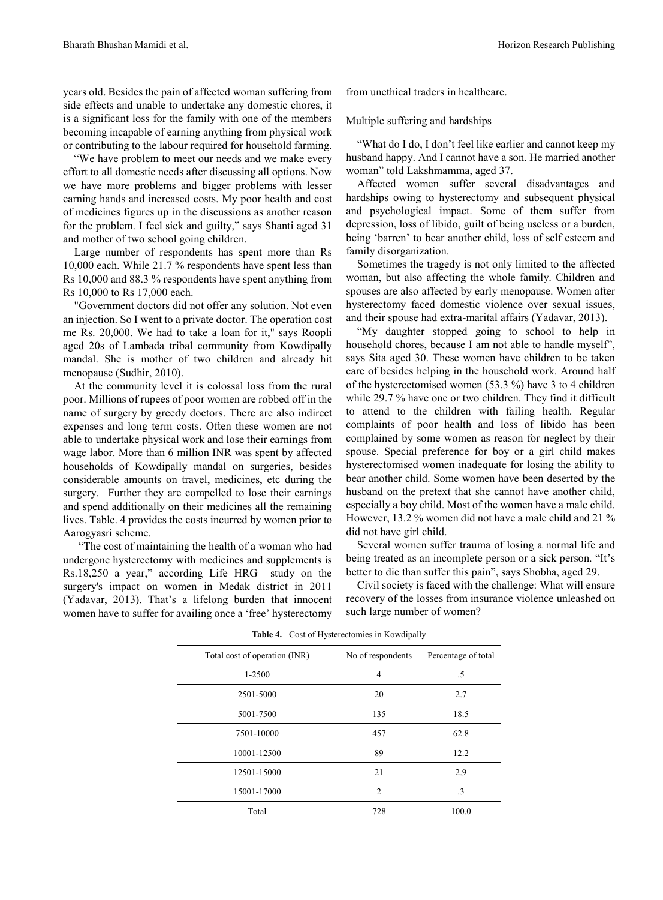years old. Besides the pain of affected woman suffering from side effects and unable to undertake any domestic chores, it is a significant loss for the family with one of the members becoming incapable of earning anything from physical work or contributing to the labour required for household farming.

"We have problem to meet our needs and we make every effort to all domestic needs after discussing all options. Now we have more problems and bigger problems with lesser earning hands and increased costs. My poor health and cost of medicines figures up in the discussions as another reason for the problem. I feel sick and guilty," says Shanti aged 31 and mother of two school going children.

Large number of respondents has spent more than Rs 10,000 each. While 21.7 % respondents have spent less than Rs 10,000 and 88.3 % respondents have spent anything from Rs 10,000 to Rs 17,000 each.

"Government doctors did not offer any solution. Not even an injection. So I went to a private doctor. The operation cost me Rs. 20,000. We had to take a loan for it," says Roopli aged 20s of Lambada tribal community from Kowdipally mandal. She is mother of two children and already hit menopause (Sudhir, 2010).

At the community level it is colossal loss from the rural poor. Millions of rupees of poor women are robbed off in the name of surgery by greedy doctors. There are also indirect expenses and long term costs. Often these women are not able to undertake physical work and lose their earnings from wage labor. More than 6 million INR was spent by affected households of Kowdipally mandal on surgeries, besides considerable amounts on travel, medicines, etc during the surgery. Further they are compelled to lose their earnings and spend additionally on their medicines all the remaining lives. Table. 4 provides the costs incurred by women prior to Aarogyasri scheme.

"The cost of maintaining the health of a woman who had undergone hysterectomy with medicines and supplements is Rs.18,250 a year," according Life HRG study on the surgery's impact on women in Medak district in 2011 (Yadavar, 2013). That's a lifelong burden that innocent women have to suffer for availing once a 'free' hysterectomy from unethical traders in healthcare.

Multiple suffering and hardships

"What do I do, I don't feel like earlier and cannot keep my husband happy. And I cannot have a son. He married another woman" told Lakshmamma, aged 37.

Affected women suffer several disadvantages and hardships owing to hysterectomy and subsequent physical and psychological impact. Some of them suffer from depression, loss of libido, guilt of being useless or a burden, being 'barren' to bear another child, loss of self esteem and family disorganization.

Sometimes the tragedy is not only limited to the affected woman, but also affecting the whole family. Children and spouses are also affected by early menopause. Women after hysterectomy faced domestic violence over sexual issues, and their spouse had extra-marital affairs (Yadavar, 2013).

"My daughter stopped going to school to help in household chores, because I am not able to handle myself", says Sita aged 30. These women have children to be taken care of besides helping in the household work. Around half of the hysterectomised women (53.3 %) have 3 to 4 children while 29.7 % have one or two children. They find it difficult to attend to the children with failing health. Regular complaints of poor health and loss of libido has been complained by some women as reason for neglect by their spouse. Special preference for boy or a girl child makes hysterectomised women inadequate for losing the ability to bear another child. Some women have been deserted by the husband on the pretext that she cannot have another child, especially a boy child. Most of the women have a male child. However, 13.2 % women did not have a male child and 21 % did not have girl child.

Several women suffer trauma of losing a normal life and being treated as an incomplete person or a sick person. "It's better to die than suffer this pain", says Shobha, aged 29.

Civil society is faced with the challenge: What will ensure recovery of the losses from insurance violence unleashed on such large number of women?

**Table 4.** Cost of Hysterectomies in Kowdipally

| Total cost of operation (INR) | No of respondents | Percentage of total |
|---|---|---|
| 1-2500 | 4 | .5 |
| 2501-5000 | 20 | 2.7 |
| 5001-7500 | 135 | 18.5 |
| 7501-10000 | 457 | 62.8 |
| 10001-12500 | 89 | 12.2 |
| 12501-15000 | 21 | 2.9 |
| 15001-17000 | 2 | .3 |
| Total | 728 | 100.0 |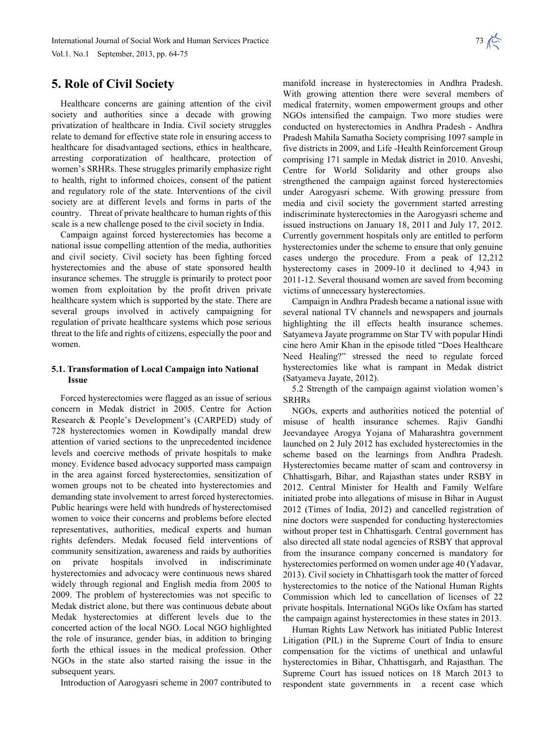## 5. Role of Civil Society

Healthcare concerns are gaining attention of the civil society and authorities since a decade with growing privatization of healthcare in India. Civil society struggles relate to demand for effective state role in ensuring access to healthcare for disadvantaged sections, ethics in healthcare, arresting corporatization of healthcare, protection of women's SRHRs. These struggles primarily emphasize right to health, right to informed choices, consent of the patient and regulatory role of the state. Interventions of the civil society are at different levels and forms in parts of the country. Threat of private healthcare to human rights of this scale is a new challenge posed to the civil society in India.

Campaign against forced hysterectomies has become a national issue compelling attention of the media, authorities and civil society. Civil society has been fighting forced hysterectomies and the abuse of state sponsored health insurance schemes. The struggle is primarily to protect poor women from exploitation by the profit driven private healthcare system which is supported by the state. There are several groups involved in actively campaigning for regulation of private healthcare systems which pose serious threat to the life and rights of citizens, especially the poor and women.

### 5.1. Transformation of Local Campaign into National Issue

Forced hysterectomies were flagged as an issue of serious concern in Medak district in 2005. Centre for Action Research & People's Development's (CARPED) study of 728 hysterectomies women in Kowdipally mandal drew attention of varied sections to the unprecedented incidence levels and coercive methods of private hospitals to make money. Evidence based advocacy supported mass campaign in the area against forced hysterectomies, sensitization of women groups not to be cheated into hysterectomies and demanding state involvement to arrest forced hysterectomies. Public hearings were held with hundreds of hysterectomised women to voice their concerns and problems before elected representatives, authorities, medical experts and human rights defenders. Medak focused field interventions of community sensitization, awareness and raids by authorities on private hospitals involved in indiscriminate hysterectomies and advocacy were continuous news shared widely through regional and English media from 2005 to 2009. The problem of hysterectomies was not specific to Medak district alone, but there was continuous debate about Medak hysterectomies at different levels due to the concerted action of the local NGO. Local NGO highlighted the role of insurance, gender bias, in addition to bringing forth the ethical issues in the medical profession. Other NGOs in the state also started raising the issue in the subsequent years.

Introduction of Aarogyasri scheme in 2007 contributed to manifold increase in hysterectomies in Andhra Pradesh. With growing attention there were several members of medical fraternity, women empowerment groups and other NGOs intensified the campaign. Two more studies were conducted on hysterectomies in Andhra Pradesh - Andhra Pradesh Mahila Samatha Society comprising 1097 sample in five districts in 2009, and Life -Health Reinforcement Group comprising 171 sample in Medak district in 2010. Anveshi, Centre for World Solidarity and other groups also strengthened the campaign against forced hysterectomies under Aarogyasri scheme. With growing pressure from media and civil society the government started arresting indiscriminate hysterectomies in the Aarogyasri scheme and issued instructions on January 18, 2011 and July 17, 2012. Currently government hospitals only are entitled to perform hysterectomies under the scheme to ensure that only genuine cases undergo the procedure. From a peak of 12,212 hysterectomy cases in 2009-10 it declined to 4,943 in 2011-12. Several thousand women are saved from becoming victims of unnecessary hysterectomies.

Campaign in Andhra Pradesh became a national issue with several national TV channels and newspapers and journals highlighting the ill effects health insurance schemes. Satyameva Jayate programme on Star TV with popular Hindi cine hero Amir Khan in the episode titled "Does Healthcare Need Healing?" stressed the need to regulate forced hysterectomies like what is rampant in Medak district (Satyameva Jayate, 2012).

### 5.2 Strength of the campaign against violation women's SRHRs

NGOs, experts and authorities noticed the potential of misuse of health insurance schemes. Rajiv Gandhi Jeevandayee Arogya Yojana of Maharashtra government launched on 2 July 2012 has excluded hysterectomies in the scheme based on the learnings from Andhra Pradesh. Hysterectomies became matter of scam and controversy in Chhattisgarh, Bihar, and Rajasthan states under RSBY in 2012. Central Minister for Health and Family Welfare initiated probe into allegations of misuse in Bihar in August 2012 (Times of India, 2012) and cancelled registration of nine doctors were suspended for conducting hysterectomies without proper test in Chhattisgarh. Central government has also directed all state nodal agencies of RSBY that approval from the insurance company concerned is mandatory for hysterectomies performed on women under age 40 (Yadavar, 2013). Civil society in Chhattisgarh took the matter of forced hysterectomies to the notice of the National Human Rights Commission which led to cancellation of licenses of 22 private hospitals. International NGOs like Oxfam has started the campaign against hysterectomies in these states in 2013.

Human Rights Law Network has initiated Public Interest Litigation (PIL) in the Supreme Court of India to ensure compensation for the victims of unethical and unlawful hysterectomies in Bihar, Chhattisgarh, and Rajasthan. The Supreme Court has issued notices on 18 March 2013 to respondent state governments in a recent case which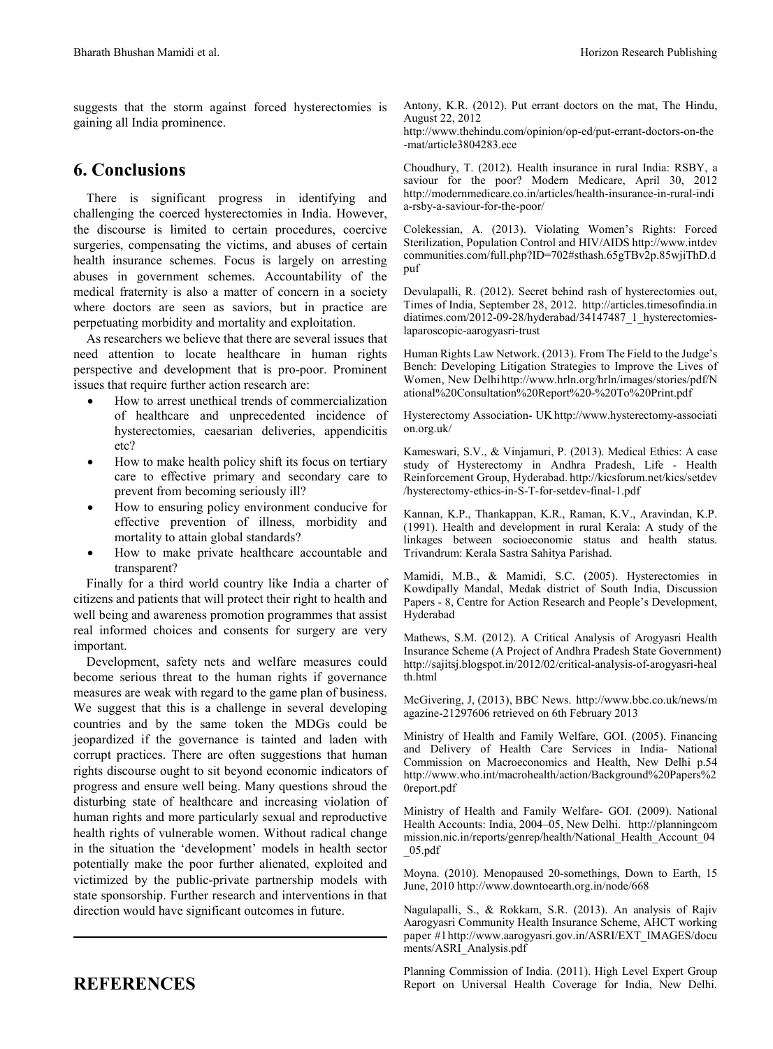suggests that the storm against forced hysterectomies is gaining all India prominence.

## 6. Conclusions

There is significant progress in identifying and challenging the coerced hysterectomies in India. However, the discourse is limited to certain procedures, coercive surgeries, compensating the victims, and abuses of certain health insurance schemes. Focus is largely on arresting abuses in government schemes. Accountability of the medical fraternity is also a matter of concern in a society where doctors are seen as saviors, but in practice are perpetuating morbidity and mortality and exploitation.

As researchers we believe that there are several issues that need attention to locate healthcare in human rights perspective and development that is pro-poor. Prominent issues that require further action research are:

- How to arrest unethical trends of commercialization of healthcare and unprecedented incidence of hysterectomies, caesarian deliveries, appendicitis etc?
- How to make health policy shift its focus on tertiary care to effective primary and secondary care to prevent from becoming seriously ill?
- How to ensuring policy environment conducive for effective prevention of illness, morbidity and mortality to attain global standards?
- How to make private healthcare accountable and transparent?

Finally for a third world country like India a charter of citizens and patients that will protect their right to health and well being and awareness promotion programmes that assist real informed choices and consents for surgery are very important.

Development, safety nets and welfare measures could become serious threat to the human rights if governance measures are weak with regard to the game plan of business. We suggest that this is a challenge in several developing countries and by the same token the MDGs could be jeopardized if the governance is tainted and laden with corrupt practices. There are often suggestions that human rights discourse ought to sit beyond economic indicators of progress and ensure well being. Many questions shroud the disturbing state of healthcare and increasing violation of human rights and more particularly sexual and reproductive health rights of vulnerable women. Without radical change in the situation the 'development' models in health sector potentially make the poor further alienated, exploited and victimized by the public-private partnership models with state sponsorship. Further research and interventions in that direction would have significant outcomes in future.

## REFERENCES

Antony, K.R. (2012). Put errant doctors on the mat, The Hindu, August 22, 2012 http://www.thehindu.com/opinion/op-ed/put-errant-doctors-on-the-mat/article3804283.ece

Choudhury, T. (2012). Health insurance in rural India: RSBY, a saviour for the poor? Modern Medicare, April 30, 2012 http://modernmedicare.co.in/articles/health-insurance-in-rural-india-rsby-a-saviour-for-the-poor/

Colekessian, A. (2013). Violating Women's Rights: Forced Sterilization, Population Control and HIV/AIDS http://www.intdevcommunities.com/full.php?ID=702#sthash.65gTBv2p.85wjiThD.dpuf

Devulapalli, R. (2012). Secret behind rash of hysterectomies out, Times of India, September 28, 2012. http://articles.timesofindia.indiatimes.com/2012-09-28/hyderabad/34147487_1_hysterectomies-laparoscopic-aarogyasri-trust

Human Rights Law Network. (2013). From The Field to the Judge's Bench: Developing Litigation Strategies to Improve the Lives of Women, New Delhi http://www.hrln.org/hrln/images/stories/pdf/National%20Consultation%20Report%20-%20To%20Print.pdf

Hysterectomy Association- UK http://www.hysterectomy-association.org.uk/

Kameswari, S.V., & Vinjamuri, P. (2013). Medical Ethics: A case study of Hysterectomy in Andhra Pradesh, Life - Health Reinforcement Group, Hyderabad. http://kicsforum.net/kics/setdev/hysterectomy-ethics-in-S-T-for-setdev-final-1.pdf

Kannan, K.P., Thankappan, K.R., Raman, K.V., Aravindan, K.P. (1991). Health and development in rural Kerala: A study of the linkages between socioeconomic status and health status. Trivandrum: Kerala Sastra Sahitya Parishad.

Mamidi, M.B., & Mamidi, S.C. (2005). Hysterectomies in Kowdipally Mandal, Medak district of South India, Discussion Papers - 8, Centre for Action Research and People's Development, Hyderabad

Mathews, S.M. (2012). A Critical Analysis of Arogyasri Health Insurance Scheme (A Project of Andhra Pradesh State Government) http://sajitsj.blogspot.in/2012/02/critical-analysis-of-arogyasri-health.html

McGivering, J, (2013), BBC News. http://www.bbc.co.uk/news/magazine-21297606 retrieved on 6th February 2013

Ministry of Health and Family Welfare, GOI. (2005). Financing and Delivery of Health Care Services in India- National Commission on Macroeconomics and Health, New Delhi p.54 http://www.who.int/macrohealth/action/Background%20Papers%20report.pdf

Ministry of Health and Family Welfare- GOI. (2009). National Health Accounts: India, 2004–05, New Delhi. http://planningcommission.nic.in/reports/genrep/health/National_Health_Account_04_05.pdf

Moyna. (2010). Menopaused 20-somethings, Down to Earth, 15 June, 2010 http://www.downtoearth.org.in/node/668

Nagulapalli, S., & Rokkam, S.R. (2013). An analysis of Rajiv Aarogyasri Community Health Insurance Scheme, AHCT working paper #1 http://www.aarogyasri.gov.in/ASRI/EXT_IMAGES/documents/ASRI_Analysis.pdf

Planning Commission of India. (2011). High Level Expert Group Report on Universal Health Coverage for India, New Delhi.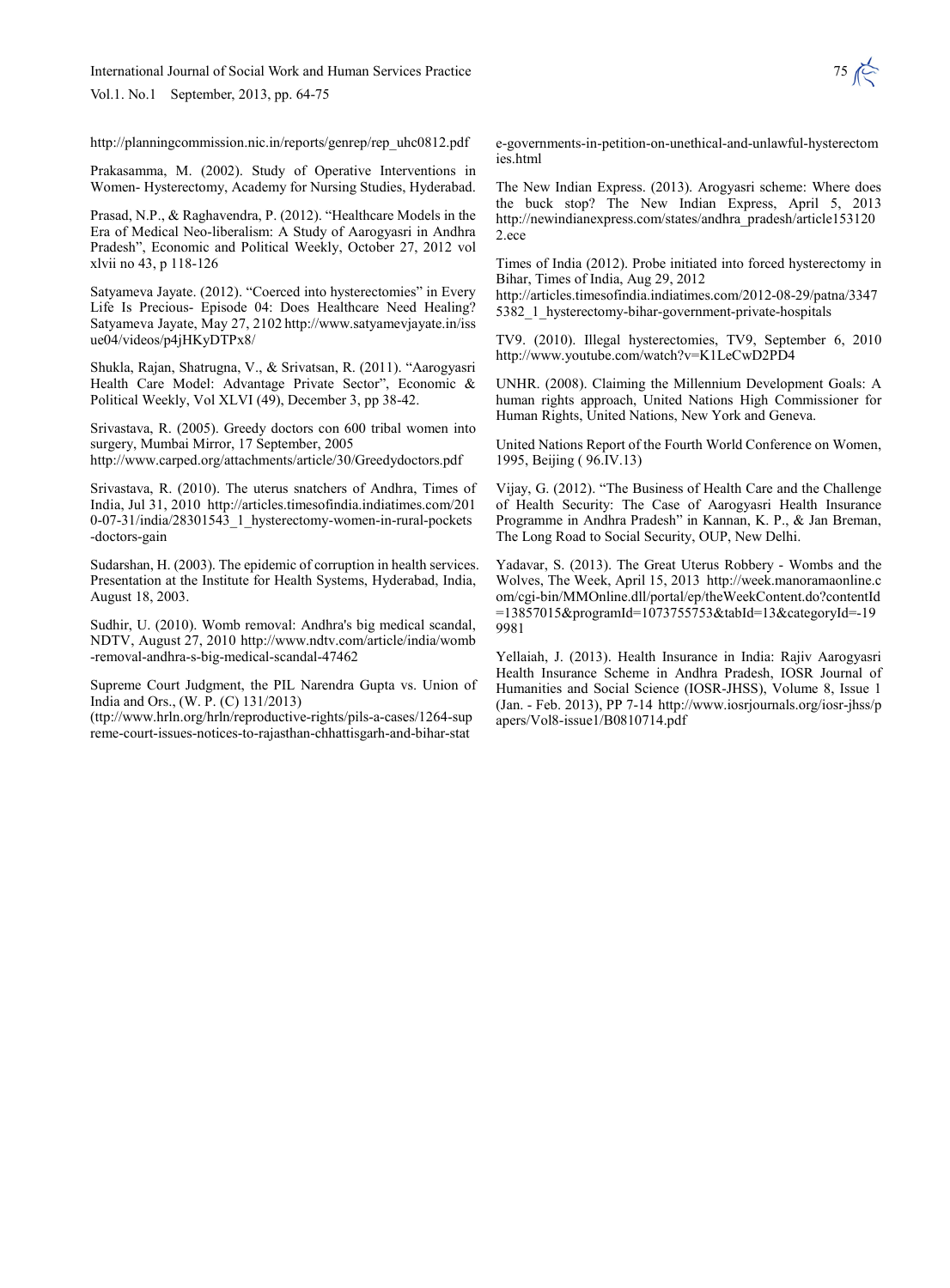http://planningcommission.nic.in/reports/genrep/rep_uhc0812.pdf

Prakasamma, M. (2002). Study of Operative Interventions in Women- Hysterectomy, Academy for Nursing Studies, Hyderabad.

Prasad, N.P., & Raghavendra, P. (2012). "Healthcare Models in the Era of Medical Neo-liberalism: A Study of Aarogyasri in Andhra Pradesh", Economic and Political Weekly, October 27, 2012 vol xlvii no 43, p 118-126

Satyameva Jayate. (2012). "Coerced into hysterectomies" in Every Life Is Precious- Episode 04: Does Healthcare Need Healing? Satyameva Jayate, May 27, 2102 http://www.satyamevjayate.in/issue04/videos/p4jHKyDTPx8/

Shukla, Rajan, Shatrugna, V., & Srivatsan, R. (2011). "Aarogyasri Health Care Model: Advantage Private Sector", Economic & Political Weekly, Vol XLVI (49), December 3, pp 38-42.

Srivastava, R. (2005). Greedy doctors con 600 tribal women into surgery, Mumbai Mirror, 17 September, 2005 http://www.carped.org/attachments/article/30/Greedydoctors.pdf

Srivastava, R. (2010). The uterus snatchers of Andhra, Times of India, Jul 31, 2010 http://articles.timesofindia.indiatimes.com/2010-07-31/india/28301543_1_hysterectomy-women-in-rural-pockets-doctors-gain

Sudarshan, H. (2003). The epidemic of corruption in health services. Presentation at the Institute for Health Systems, Hyderabad, India, August 18, 2003.

Sudhir, U. (2010). Womb removal: Andhra's big medical scandal, NDTV, August 27, 2010 http://www.ndtv.com/article/india/womb-removal-andhra-s-big-medical-scandal-47462

Supreme Court Judgment, the PIL Narendra Gupta vs. Union of India and Ors., (W. P. (C) 131/2013) (ttp://www.hrln.org/hrln/reproductive-rights/pils-a-cases/1264-supreme-court-issues-notices-to-rajasthan-chhattisgarh-and-bihar-state-governments-in-petition-on-unethical-and-unlawful-hysterectomies.html

The New Indian Express. (2013). Arogyasri scheme: Where does the buck stop? The New Indian Express, April 5, 2013 http://newindianexpress.com/states/andhra_pradesh/article1531202.ece

Times of India (2012). Probe initiated into forced hysterectomy in Bihar, Times of India, Aug 29, 2012 http://articles.timesofindia.indiatimes.com/2012-08-29/patna/33475382_1_hysterectomy-bihar-government-private-hospitals

TV9. (2010). Illegal hysterectomies, TV9, September 6, 2010 http://www.youtube.com/watch?v=K1LeCwD2PD4

UNHR. (2008). Claiming the Millennium Development Goals: A human rights approach, United Nations High Commissioner for Human Rights, United Nations, New York and Geneva.

United Nations Report of the Fourth World Conference on Women, 1995, Beijing ( 96.IV.13)

Vijay, G. (2012). "The Business of Health Care and the Challenge of Health Security: The Case of Aarogyasri Health Insurance Programme in Andhra Pradesh" in Kannan, K. P., & Jan Breman, The Long Road to Social Security, OUP, New Delhi.

Yadavar, S. (2013). The Great Uterus Robbery - Wombs and the Wolves, The Week, April 15, 2013 http://week.manoramaonline.com/cgi-bin/MMOnline.dll/portal/ep/theWeekContent.do?contentId=13857015&programId=1073755753&tabId=13&categoryId=-199981

Yellaiah, J. (2013). Health Insurance in India: Rajiv Aarogyasri Health Insurance Scheme in Andhra Pradesh, IOSR Journal of Humanities and Social Science (IOSR-JHSS), Volume 8, Issue 1 (Jan. - Feb. 2013), PP 7-14 http://www.iosrjournals.org/iosr-jhss/papers/Vol8-issue1/B0810714.pdf